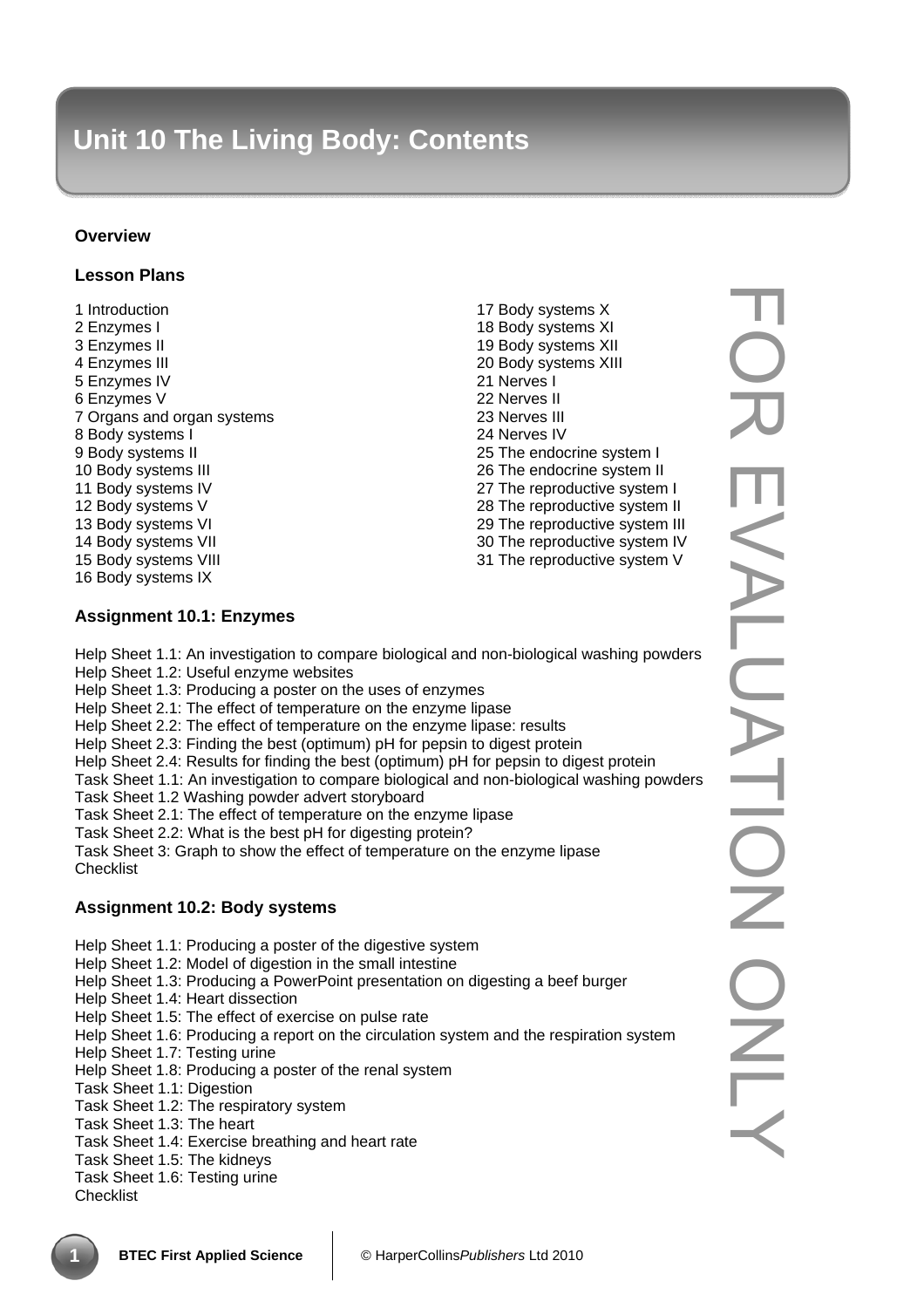# Unit 10 The Living Body: Contents

**Overview**

**Lesson Plans**

1 Introduction
2 Enzymes I
3 Enzymes II
4 Enzymes III
5 Enzymes IV
6 Enzymes V
7 Organs and organ systems
8 Body systems I
9 Body systems II
10 Body systems III
11 Body systems IV
12 Body systems V
13 Body systems VI
14 Body systems VII
15 Body systems VIII
16 Body systems IX
17 Body systems X
18 Body systems XI
19 Body systems XII
20 Body systems XIII
21 Nerves I
22 Nerves II
23 Nerves III
24 Nerves IV
25 The endocrine system I
26 The endocrine system II
27 The reproductive system I
28 The reproductive system II
29 The reproductive system III
30 The reproductive system IV
31 The reproductive system V

**Assignment 10.1: Enzymes**

Help Sheet 1.1: An investigation to compare biological and non-biological washing powders
Help Sheet 1.2: Useful enzyme websites
Help Sheet 1.3: Producing a poster on the uses of enzymes
Help Sheet 2.1: The effect of temperature on the enzyme lipase
Help Sheet 2.2: The effect of temperature on the enzyme lipase: results
Help Sheet 2.3: Finding the best (optimum) pH for pepsin to digest protein
Help Sheet 2.4: Results for finding the best (optimum) pH for pepsin to digest protein
Task Sheet 1.1: An investigation to compare biological and non-biological washing powders
Task Sheet 1.2 Washing powder advert storyboard
Task Sheet 2.1: The effect of temperature on the enzyme lipase
Task Sheet 2.2: What is the best pH for digesting protein?
Task Sheet 3: Graph to show the effect of temperature on the enzyme lipase
Checklist

**Assignment 10.2: Body systems**

Help Sheet 1.1: Producing a poster of the digestive system
Help Sheet 1.2: Model of digestion in the small intestine
Help Sheet 1.3: Producing a PowerPoint presentation on digesting a beef burger
Help Sheet 1.4: Heart dissection
Help Sheet 1.5: The effect of exercise on pulse rate
Help Sheet 1.6: Producing a report on the circulation system and the respiration system
Help Sheet 1.7: Testing urine
Help Sheet 1.8: Producing a poster of the renal system
Task Sheet 1.1: Digestion
Task Sheet 1.2: The respiratory system
Task Sheet 1.3: The heart
Task Sheet 1.4: Exercise breathing and heart rate
Task Sheet 1.5: The kidneys
Task Sheet 1.6: Testing urine
Checklist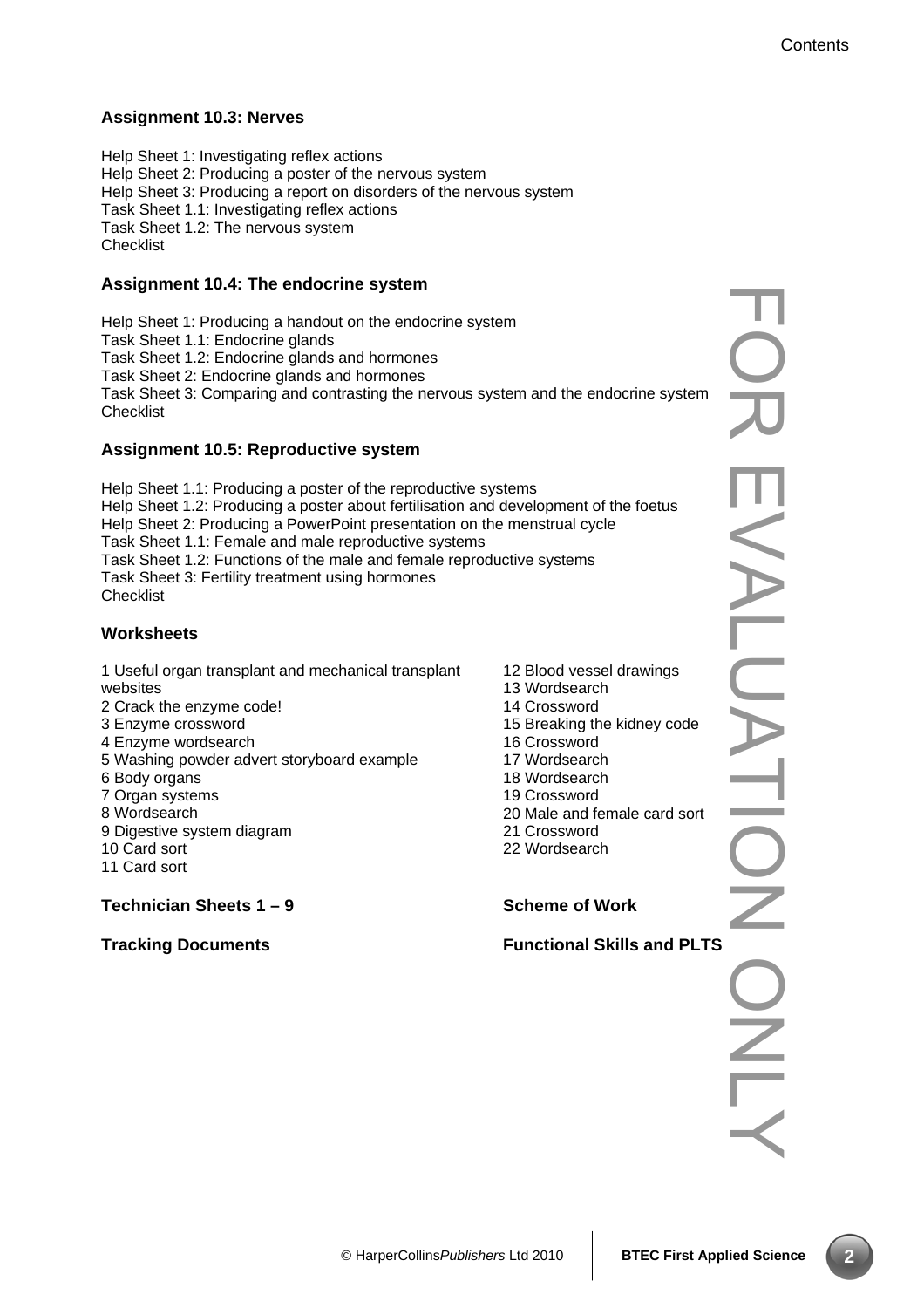### Assignment 10.3: Nerves

Help Sheet 1: Investigating reflex actions
Help Sheet 2: Producing a poster of the nervous system
Help Sheet 3: Producing a report on disorders of the nervous system
Task Sheet 1.1: Investigating reflex actions
Task Sheet 1.2: The nervous system
Checklist

### Assignment 10.4: The endocrine system

Help Sheet 1: Producing a handout on the endocrine system
Task Sheet 1.1: Endocrine glands
Task Sheet 1.2: Endocrine glands and hormones
Task Sheet 2: Endocrine glands and hormones
Task Sheet 3: Comparing and contrasting the nervous system and the endocrine system
Checklist

### Assignment 10.5: Reproductive system

Help Sheet 1.1: Producing a poster of the reproductive systems
Help Sheet 1.2: Producing a poster about fertilisation and development of the foetus
Help Sheet 2: Producing a PowerPoint presentation on the menstrual cycle
Task Sheet 1.1: Female and male reproductive systems
Task Sheet 1.2: Functions of the male and female reproductive systems
Task Sheet 3: Fertility treatment using hormones
Checklist

### Worksheets

1 Useful organ transplant and mechanical transplant websites
2 Crack the enzyme code!
3 Enzyme crossword
4 Enzyme wordsearch
5 Washing powder advert storyboard example
6 Body organs
7 Organ systems
8 Wordsearch
9 Digestive system diagram
10 Card sort
11 Card sort
12 Blood vessel drawings
13 Wordsearch
14 Crossword
15 Breaking the kidney code
16 Crossword
17 Wordsearch
18 Wordsearch
19 Crossword
20 Male and female card sort
21 Crossword
22 Wordsearch

### Technician Sheets 1 – 9

### Tracking Documents

### Scheme of Work

### Functional Skills and PLTS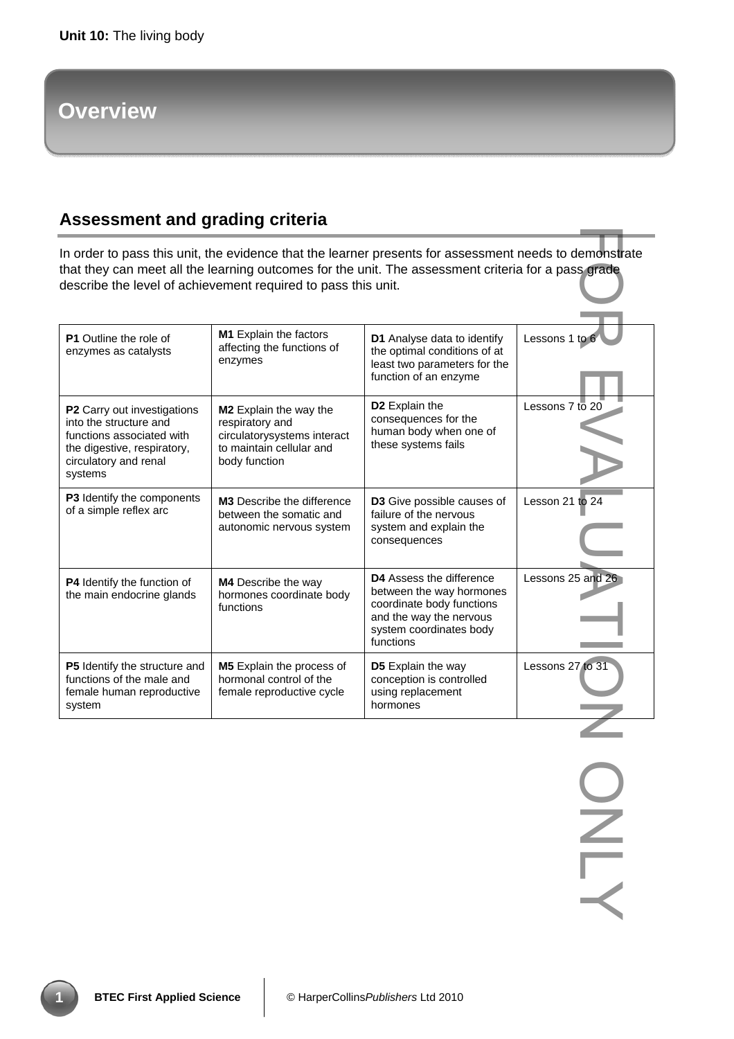## Overview

### Assessment and grading criteria

In order to pass this unit, the evidence that the learner presents for assessment needs to demonstrate that they can meet all the learning outcomes for the unit. The assessment criteria for a pass grade describe the level of achievement required to pass this unit.

| | | | |
|---|---|---|---|
| **P1** Outline the role of enzymes as catalysts | **M1** Explain the factors affecting the functions of enzymes | **D1** Analyse data to identify the optimal conditions of at least two parameters for the function of an enzyme | Lessons 1 to 6 |
| **P2** Carry out investigations into the structure and functions associated with the digestive, respiratory, circulatory and renal systems | **M2** Explain the way the respiratory and circulatorysystems interact to maintain cellular and body function | **D2** Explain the consequences for the human body when one of these systems fails | Lessons 7 to 20 |
| **P3** Identify the components of a simple reflex arc | **M3** Describe the difference between the somatic and autonomic nervous system | **D3** Give possible causes of failure of the nervous system and explain the consequences | Lesson 21 to 24 |
| **P4** Identify the function of the main endocrine glands | **M4** Describe the way hormones coordinate body functions | **D4** Assess the difference between the way hormones coordinate body functions and the way the nervous system coordinates body functions | Lessons 25 and 26 |
| **P5** Identify the structure and functions of the male and female human reproductive system | **M5** Explain the process of hormonal control of the female reproductive cycle | **D5** Explain the way conception is controlled using replacement hormones | Lessons 27 to 31 |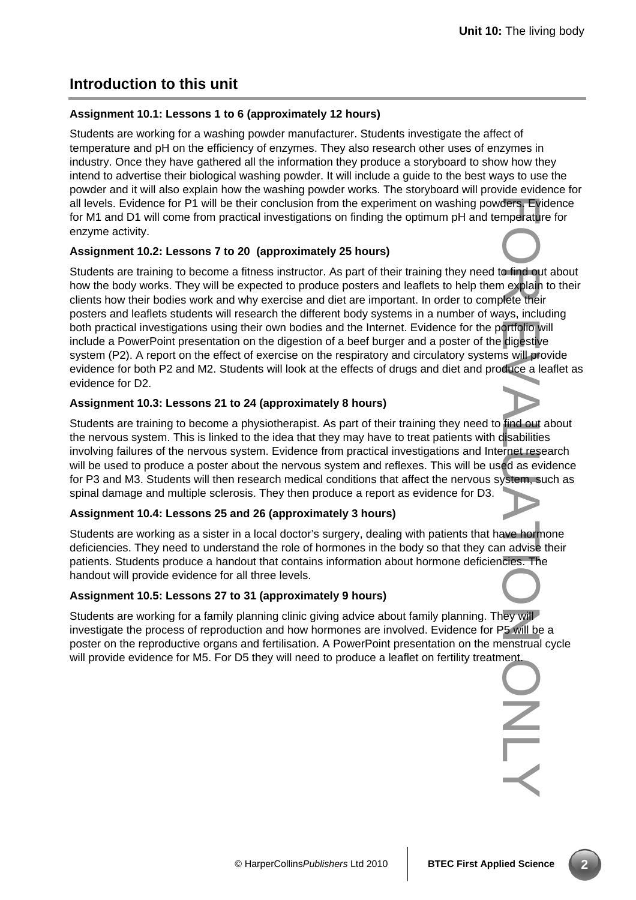## Introduction to this unit

### Assignment 10.1: Lessons 1 to 6 (approximately 12 hours)

Students are working for a washing powder manufacturer. Students investigate the affect of temperature and pH on the efficiency of enzymes. They also research other uses of enzymes in industry. Once they have gathered all the information they produce a storyboard to show how they intend to advertise their biological washing powder. It will include a guide to the best ways to use the powder and it will also explain how the washing powder works. The storyboard will provide evidence for all levels. Evidence for P1 will be their conclusion from the experiment on washing powders. Evidence for M1 and D1 will come from practical investigations on finding the optimum pH and temperature for enzyme activity.

### Assignment 10.2: Lessons 7 to 20 (approximately 25 hours)

Students are training to become a fitness instructor. As part of their training they need to find out about how the body works. They will be expected to produce posters and leaflets to help them explain to their clients how their bodies work and why exercise and diet are important. In order to complete their posters and leaflets students will research the different body systems in a number of ways, including both practical investigations using their own bodies and the Internet. Evidence for the portfolio will include a PowerPoint presentation on the digestion of a beef burger and a poster of the digestive system (P2). A report on the effect of exercise on the respiratory and circulatory systems will provide evidence for both P2 and M2. Students will look at the effects of drugs and diet and produce a leaflet as evidence for D2.

### Assignment 10.3: Lessons 21 to 24 (approximately 8 hours)

Students are training to become a physiotherapist. As part of their training they need to find out about the nervous system. This is linked to the idea that they may have to treat patients with disabilities involving failures of the nervous system. Evidence from practical investigations and Internet research will be used to produce a poster about the nervous system and reflexes. This will be used as evidence for P3 and M3. Students will then research medical conditions that affect the nervous system, such as spinal damage and multiple sclerosis. They then produce a report as evidence for D3.

### Assignment 10.4: Lessons 25 and 26 (approximately 3 hours)

Students are working as a sister in a local doctor's surgery, dealing with patients that have hormone deficiencies. They need to understand the role of hormones in the body so that they can advise their patients. Students produce a handout that contains information about hormone deficiencies. The handout will provide evidence for all three levels.

### Assignment 10.5: Lessons 27 to 31 (approximately 9 hours)

Students are working for a family planning clinic giving advice about family planning. They will investigate the process of reproduction and how hormones are involved. Evidence for P5 will be a poster on the reproductive organs and fertilisation. A PowerPoint presentation on the menstrual cycle will provide evidence for M5. For D5 they will need to produce a leaflet on fertility treatment.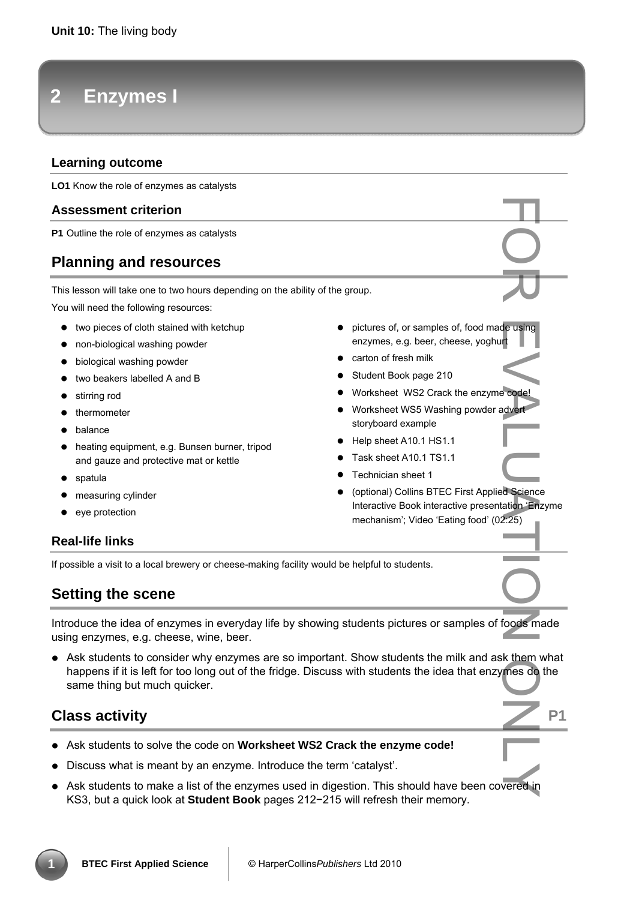Unit 10: The living body

# 2 Enzymes I

### Learning outcome

**LO1** Know the role of enzymes as catalysts

### Assessment criterion

**P1** Outline the role of enzymes as catalysts

## Planning and resources

This lesson will take one to two hours depending on the ability of the group.

You will need the following resources:

- two pieces of cloth stained with ketchup
- non-biological washing powder
- biological washing powder
- two beakers labelled A and B
- stirring rod
- thermometer
- balance
- heating equipment, e.g. Bunsen burner, tripod and gauze and protective mat or kettle
- spatula
- measuring cylinder
- eye protection
- pictures of, or samples of, food made using enzymes, e.g. beer, cheese, yoghurt
- carton of fresh milk
- Student Book page 210
- Worksheet WS2 Crack the enzyme code!
- Worksheet WS5 Washing powder advert storyboard example
- Help sheet A10.1 HS1.1
- Task sheet A10.1 TS1.1
- Technician sheet 1
- (optional) Collins BTEC First Applied Science Interactive Book interactive presentation 'Enzyme mechanism'; Video 'Eating food' (02:25)

### Real-life links

If possible a visit to a local brewery or cheese-making facility would be helpful to students.

## Setting the scene

Introduce the idea of enzymes in everyday life by showing students pictures or samples of foods made using enzymes, e.g. cheese, wine, beer.

- Ask students to consider why enzymes are so important. Show students the milk and ask them what happens if it is left for too long out of the fridge. Discuss with students the idea that enzymes do the same thing but much quicker.

## Class activity

**P1**

- Ask students to solve the code on **Worksheet WS2 Crack the enzyme code!**
- Discuss what is meant by an enzyme. Introduce the term 'catalyst'.
- Ask students to make a list of the enzymes used in digestion. This should have been covered in KS3, but a quick look at **Student Book** pages 212−215 will refresh their memory.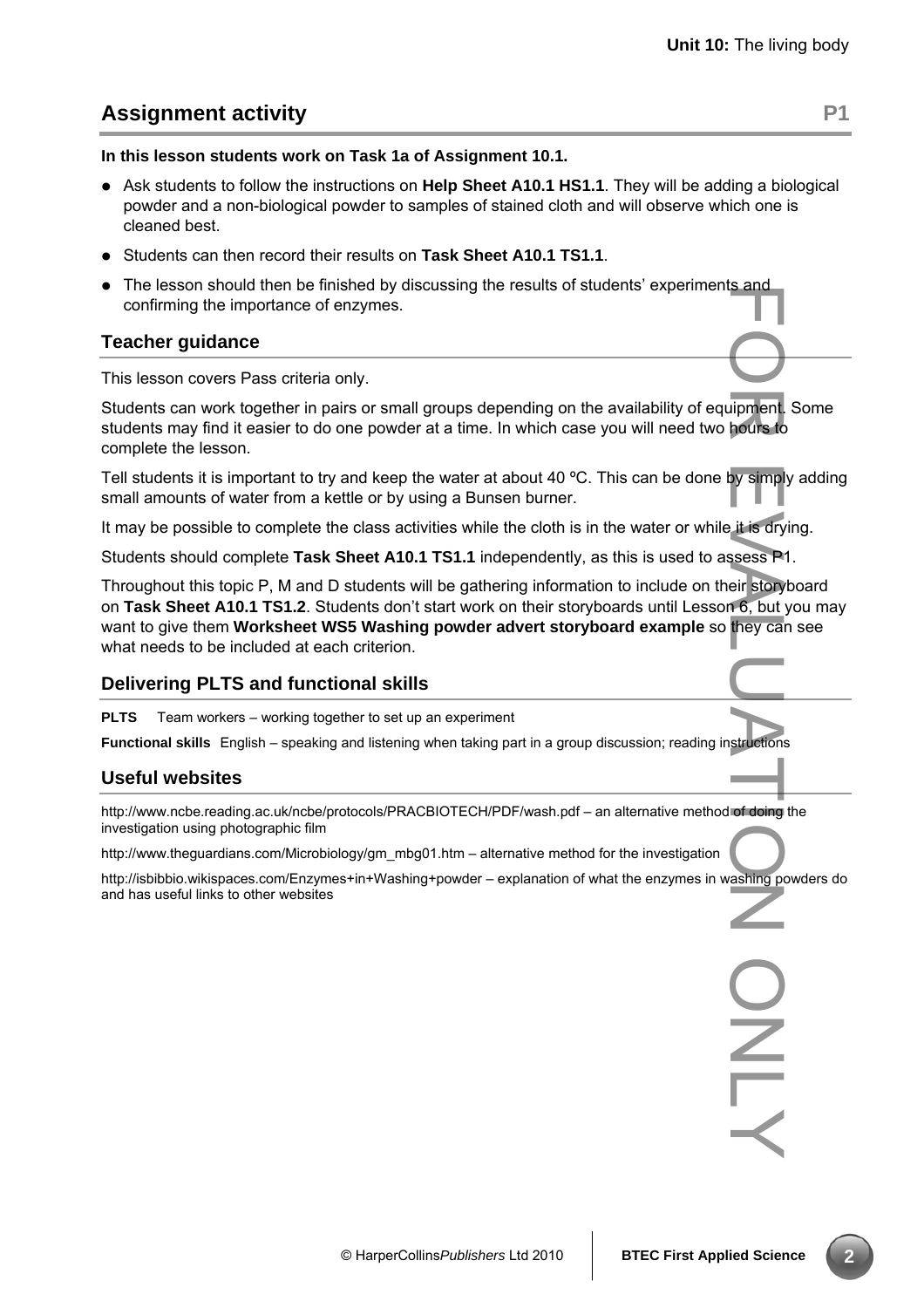## Assignment activity P1

**In this lesson students work on Task 1a of Assignment 10.1.**

- Ask students to follow the instructions on **Help Sheet A10.1 HS1.1**. They will be adding a biological powder and a non-biological powder to samples of stained cloth and will observe which one is cleaned best.
- Students can then record their results on **Task Sheet A10.1 TS1.1**.
- The lesson should then be finished by discussing the results of students' experiments and confirming the importance of enzymes.

### Teacher guidance

This lesson covers Pass criteria only.

Students can work together in pairs or small groups depending on the availability of equipment. Some students may find it easier to do one powder at a time. In which case you will need two hours to complete the lesson.

Tell students it is important to try and keep the water at about 40 ºC. This can be done by simply adding small amounts of water from a kettle or by using a Bunsen burner.

It may be possible to complete the class activities while the cloth is in the water or while it is drying.

Students should complete **Task Sheet A10.1 TS1.1** independently, as this is used to assess P1.

Throughout this topic P, M and D students will be gathering information to include on their storyboard on **Task Sheet A10.1 TS1.2**. Students don't start work on their storyboards until Lesson 6, but you may want to give them **Worksheet WS5 Washing powder advert storyboard example** so they can see what needs to be included at each criterion.

### Delivering PLTS and functional skills

**PLTS** Team workers – working together to set up an experiment

**Functional skills** English – speaking and listening when taking part in a group discussion; reading instructions

### Useful websites

http://www.ncbe.reading.ac.uk/ncbe/protocols/PRACBIOTECH/PDF/wash.pdf – an alternative method of doing the investigation using photographic film

http://www.theguardians.com/Microbiology/gm_mbg01.htm – alternative method for the investigation

http://isbibbio.wikispaces.com/Enzymes+in+Washing+powder – explanation of what the enzymes in washing powders do and has useful links to other websites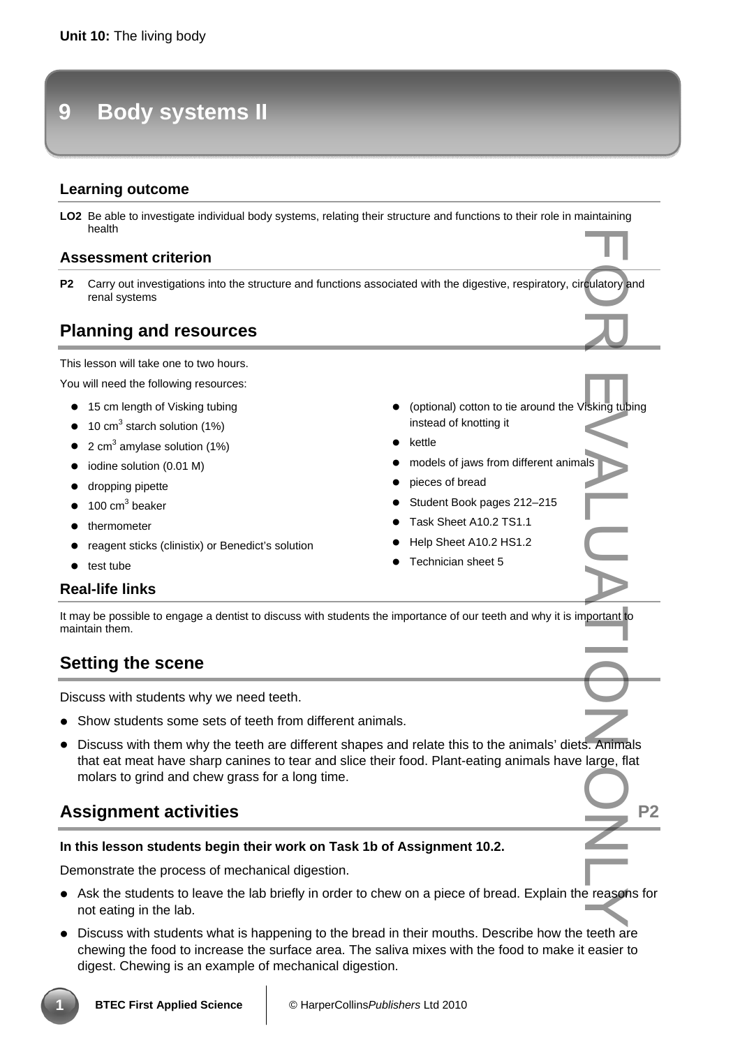# 9 Body systems II

### Learning outcome

**LO2** Be able to investigate individual body systems, relating their structure and functions to their role in maintaining health

### Assessment criterion

**P2** Carry out investigations into the structure and functions associated with the digestive, respiratory, circulatory and renal systems

## Planning and resources

This lesson will take one to two hours.

You will need the following resources:

- 15 cm length of Visking tubing
- 10 $cm^3$ starch solution (1%)
- 2 $cm^3$ amylase solution (1%)
- iodine solution (0.01 M)
- dropping pipette
- 100 $cm^3$ beaker
- thermometer
- reagent sticks (clinistix) or Benedict's solution
- test tube
- (optional) cotton to tie around the Visking tubing instead of knotting it
- kettle
- models of jaws from different animals
- pieces of bread
- Student Book pages 212–215
- Task Sheet A10.2 TS1.1
- Help Sheet A10.2 HS1.2
- Technician sheet 5

### Real-life links

It may be possible to engage a dentist to discuss with students the importance of our teeth and why it is important to maintain them.

## Setting the scene

Discuss with students why we need teeth.

- Show students some sets of teeth from different animals.
- Discuss with them why the teeth are different shapes and relate this to the animals' diets. Animals that eat meat have sharp canines to tear and slice their food. Plant-eating animals have large, flat molars to grind and chew grass for a long time.

## Assignment activities **P2**

**In this lesson students begin their work on Task 1b of Assignment 10.2.**

Demonstrate the process of mechanical digestion.

- Ask the students to leave the lab briefly in order to chew on a piece of bread. Explain the reasons for not eating in the lab.
- Discuss with students what is happening to the bread in their mouths. Describe how the teeth are chewing the food to increase the surface area. The saliva mixes with the food to make it easier to digest. Chewing is an example of mechanical digestion.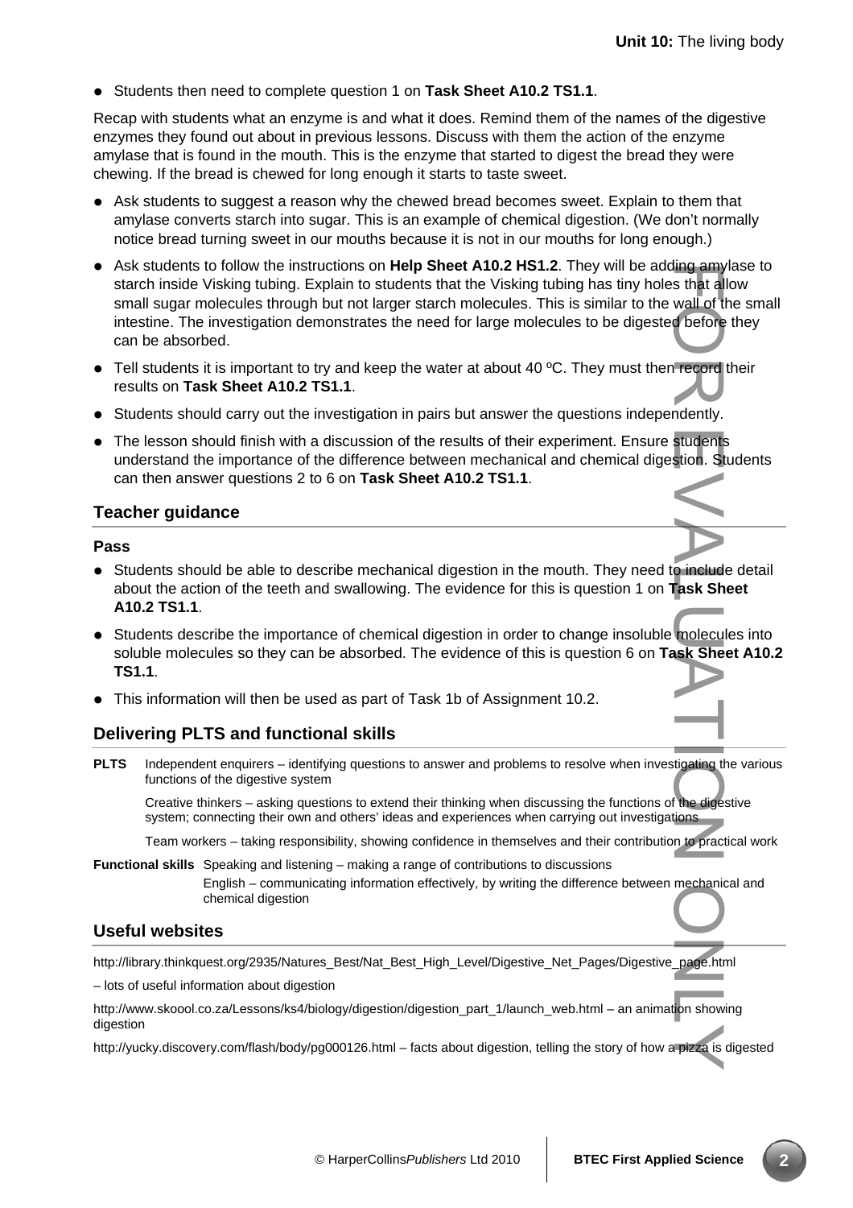- Students then need to complete question 1 on **Task Sheet A10.2 TS1.1**.

Recap with students what an enzyme is and what it does. Remind them of the names of the digestive enzymes they found out about in previous lessons. Discuss with them the action of the enzyme amylase that is found in the mouth. This is the enzyme that started to digest the bread they were chewing. If the bread is chewed for long enough it starts to taste sweet.

- Ask students to suggest a reason why the chewed bread becomes sweet. Explain to them that amylase converts starch into sugar. This is an example of chemical digestion. (We don't normally notice bread turning sweet in our mouths because it is not in our mouths for long enough.)
- Ask students to follow the instructions on **Help Sheet A10.2 HS1.2**. They will be adding amylase to starch inside Visking tubing. Explain to students that the Visking tubing has tiny holes that allow small sugar molecules through but not larger starch molecules. This is similar to the wall of the small intestine. The investigation demonstrates the need for large molecules to be digested before they can be absorbed.
- Tell students it is important to try and keep the water at about 40 ºC. They must then record their results on **Task Sheet A10.2 TS1.1**.
- Students should carry out the investigation in pairs but answer the questions independently.
- The lesson should finish with a discussion of the results of their experiment. Ensure students understand the importance of the difference between mechanical and chemical digestion. Students can then answer questions 2 to 6 on **Task Sheet A10.2 TS1.1**.

## Teacher guidance

### Pass

- Students should be able to describe mechanical digestion in the mouth. They need to include detail about the action of the teeth and swallowing. The evidence for this is question 1 on **Task Sheet A10.2 TS1.1**.
- Students describe the importance of chemical digestion in order to change insoluble molecules into soluble molecules so they can be absorbed. The evidence of this is question 6 on **Task Sheet A10.2 TS1.1**.
- This information will then be used as part of Task 1b of Assignment 10.2.

## Delivering PLTS and functional skills

**PLTS** Independent enquirers – identifying questions to answer and problems to resolve when investigating the various functions of the digestive system

Creative thinkers – asking questions to extend their thinking when discussing the functions of the digestive system; connecting their own and others' ideas and experiences when carrying out investigations

Team workers – taking responsibility, showing confidence in themselves and their contribution to practical work

**Functional skills** Speaking and listening – making a range of contributions to discussions

English – communicating information effectively, by writing the difference between mechanical and chemical digestion

## Useful websites

http://library.thinkquest.org/2935/Natures_Best/Nat_Best_High_Level/Digestive_Net_Pages/Digestive_page.html – lots of useful information about digestion

http://www.skoool.co.za/Lessons/ks4/biology/digestion/digestion_part_1/launch_web.html – an animation showing digestion

http://yucky.discovery.com/flash/body/pg000126.html – facts about digestion, telling the story of how a pizza is digested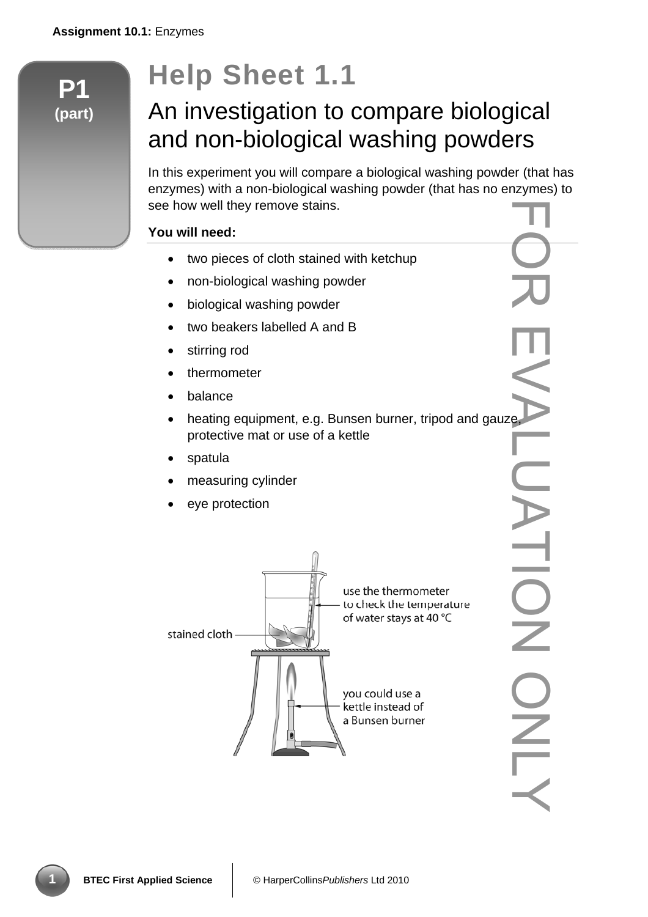**Assignment 10.1:** Enzymes

**P1 (part)**

# Help Sheet 1.1

## An investigation to compare biological and non-biological washing powders

In this experiment you will compare a biological washing powder (that has enzymes) with a non-biological washing powder (that has no enzymes) to see how well they remove stains.

**You will need:**

- two pieces of cloth stained with ketchup
- non-biological washing powder
- biological washing powder
- two beakers labelled A and B
- stirring rod
- thermometer
- balance
- heating equipment, e.g. Bunsen burner, tripod and gauze, protective mat or use of a kettle
- spatula
- measuring cylinder
- eye protection

stained cloth

use the thermometer to check the temperature of water stays at 40 °C

you could use a kettle instead of a Bunsen burner

FOR EVALUATION ONLY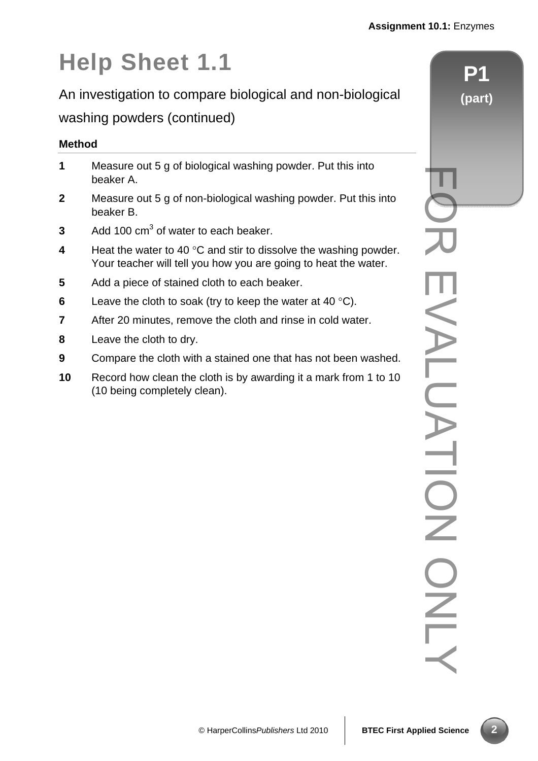# Help Sheet 1.1

An investigation to compare biological and non-biological washing powders (continued)

**P1 (part)**

### Method

1. Measure out 5 g of biological washing powder. Put this into beaker A.
2. Measure out 5 g of non-biological washing powder. Put this into beaker B.
3. Add 100 $cm^3$ of water to each beaker.
4. Heat the water to 40 °C and stir to dissolve the washing powder. Your teacher will tell you how you are going to heat the water.
5. Add a piece of stained cloth to each beaker.
6. Leave the cloth to soak (try to keep the water at 40 °C).
7. After 20 minutes, remove the cloth and rinse in cold water.
8. Leave the cloth to dry.
9. Compare the cloth with a stained one that has not been washed.
10. Record how clean the cloth is by awarding it a mark from 1 to 10 (10 being completely clean).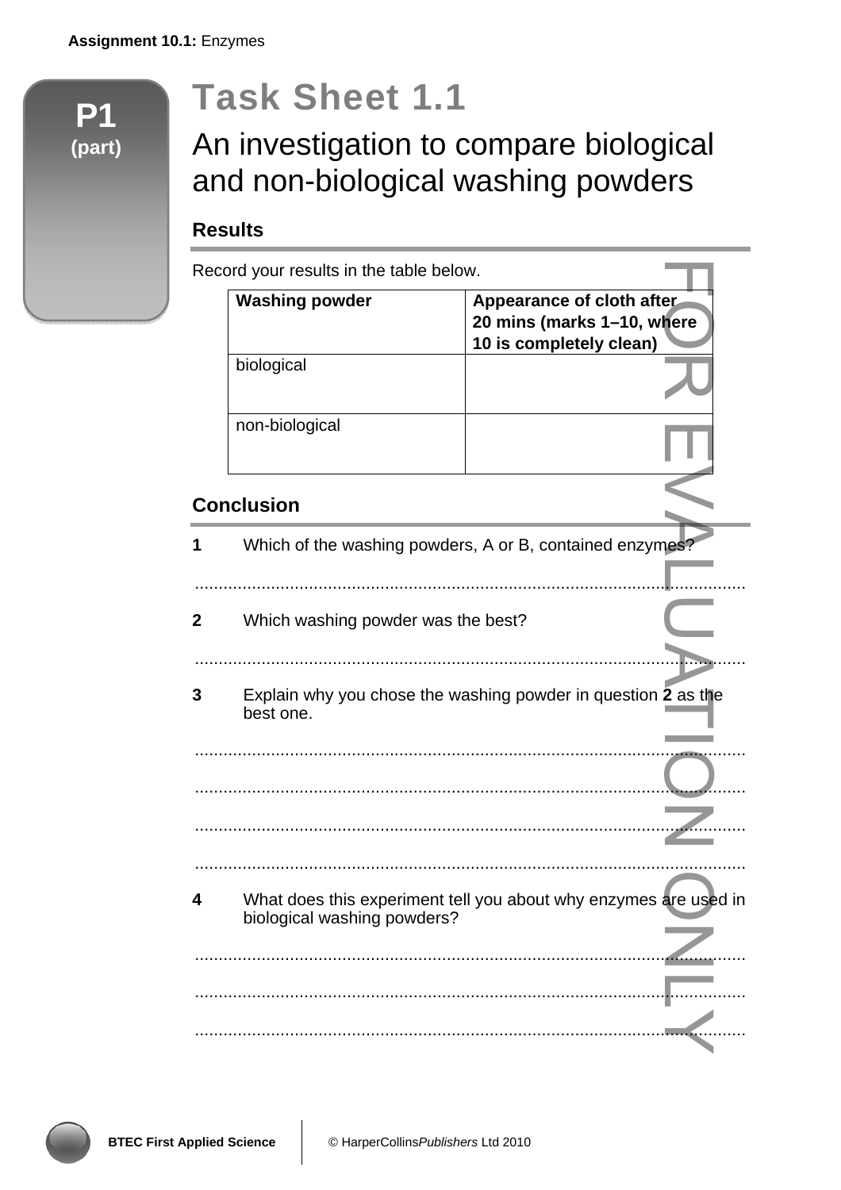**P1**
**(part)**

# Task Sheet 1.1

## An investigation to compare biological and non-biological washing powders

### Results

Record your results in the table below.

| Washing powder | Appearance of cloth after 20 mins (marks 1–10, where 10 is completely clean) |
|---|---|
| biological | |
| non-biological | |

### Conclusion

**1** Which of the washing powders, A or B, contained enzymes?

..................................................................................................................

**2** Which washing powder was the best?

..................................................................................................................

**3** Explain why you chose the washing powder in question **2** as the best one.

..................................................................................................................

..................................................................................................................

..................................................................................................................

..................................................................................................................

**4** What does this experiment tell you about why enzymes are used in biological washing powders?

..................................................................................................................

..................................................................................................................

..................................................................................................................

FOR EVALUATION ONLY